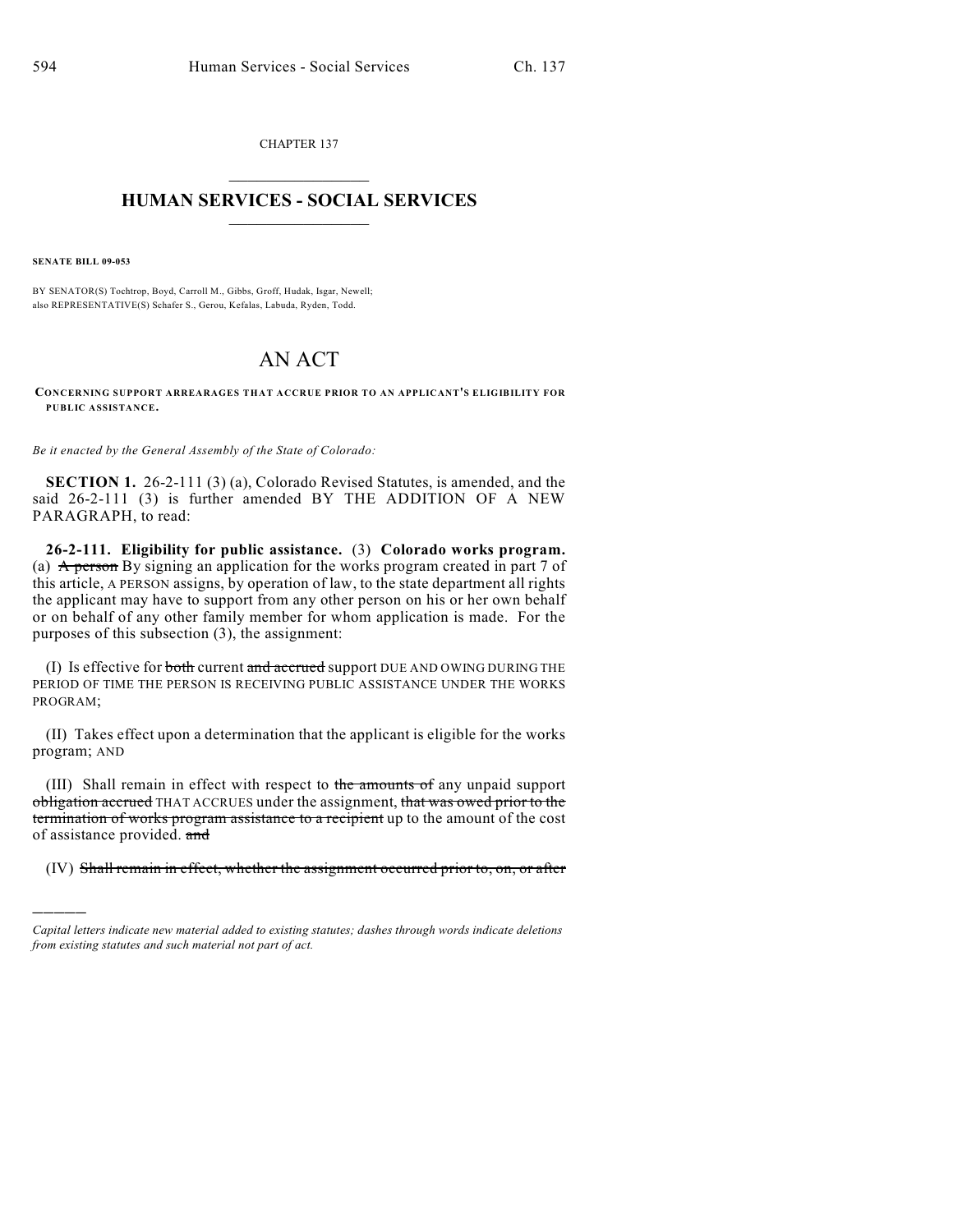CHAPTER 137

# HUMAN SERVICES - SOCIAL SERVICES

**SENATE BILL 09-053**

BY SENATOR(S) Tochtrop, Boyd, Carroll M., Gibbs, Groff, Hudak, Isgar, Newell;
also REPRESENTATIVE(S) Schafer S., Gerou, Kefalas, Labuda, Ryden, Todd.

# AN ACT

**CONCERNING SUPPORT ARREARAGES THAT ACCRUE PRIOR TO AN APPLICANT'S ELIGIBILITY FOR PUBLIC ASSISTANCE.**

*Be it enacted by the General Assembly of the State of Colorado:*

**SECTION 1.** 26-2-111 (3) (a), Colorado Revised Statutes, is amended, and the said 26-2-111 (3) is further amended BY THE ADDITION OF A NEW PARAGRAPH, to read:

**26-2-111. Eligibility for public assistance.** (3) **Colorado works program.** (a) ~~A person~~ By signing an application for the works program created in part 7 of this article, A PERSON assigns, by operation of law, to the state department all rights the applicant may have to support from any other person on his or her own behalf or on behalf of any other family member for whom application is made. For the purposes of this subsection (3), the assignment:

(I) Is effective for ~~both~~ current ~~and accrued~~ support DUE AND OWING DURING THE PERIOD OF TIME THE PERSON IS RECEIVING PUBLIC ASSISTANCE UNDER THE WORKS PROGRAM;

(II) Takes effect upon a determination that the applicant is eligible for the works program; AND

(III) Shall remain in effect with respect to ~~the amounts of~~ any unpaid support ~~obligation accrued~~ THAT ACCRUES under the assignment, ~~that was owed prior to the termination of works program assistance to a recipient~~ up to the amount of the cost of assistance provided. ~~and~~

(IV) ~~Shall remain in effect, whether the assignment occurred prior to, on, or after~~

*Capital letters indicate new material added to existing statutes; dashes through words indicate deletions from existing statutes and such material not part of act.*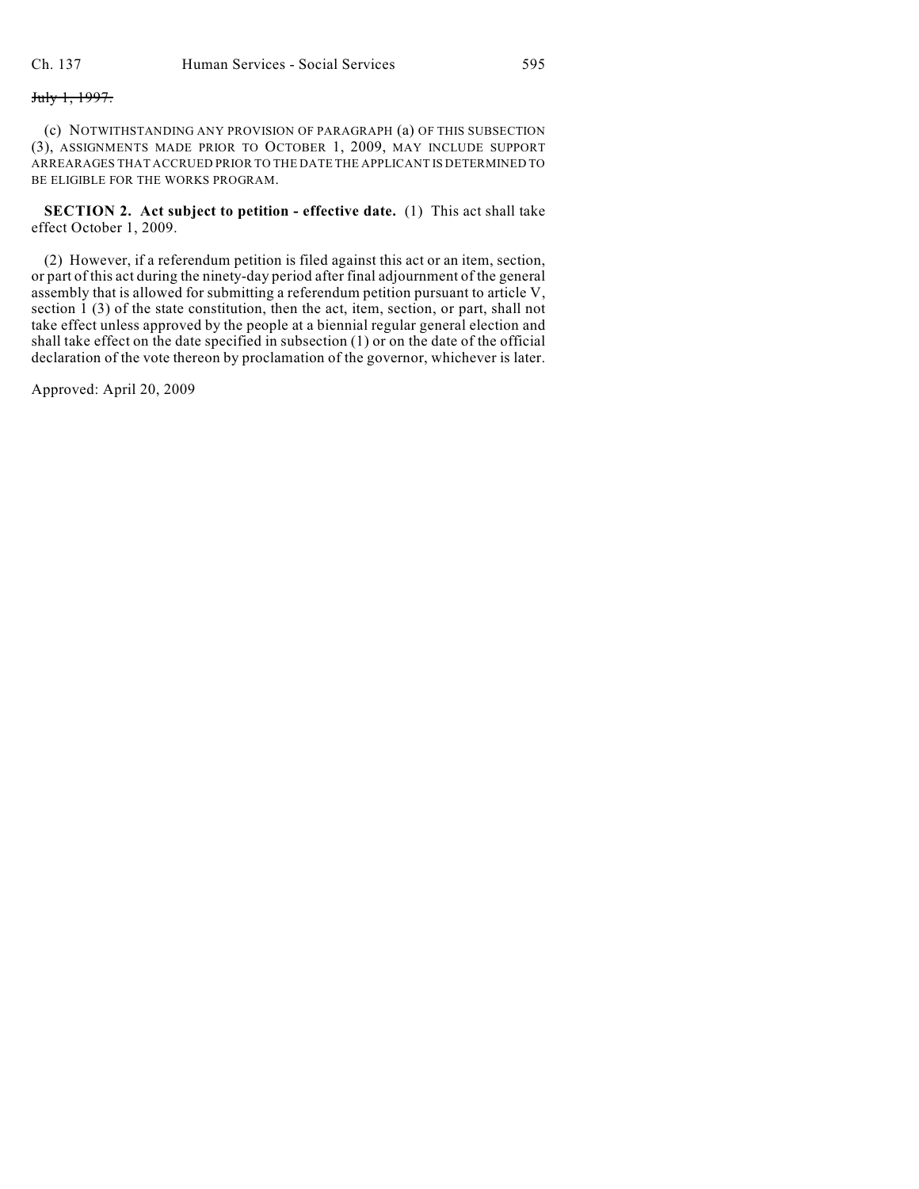~~July 1, 1997.~~

(c) NOTWITHSTANDING ANY PROVISION OF PARAGRAPH (a) OF THIS SUBSECTION (3), ASSIGNMENTS MADE PRIOR TO OCTOBER 1, 2009, MAY INCLUDE SUPPORT ARREARAGES THAT ACCRUED PRIOR TO THE DATE THE APPLICANT IS DETERMINED TO BE ELIGIBLE FOR THE WORKS PROGRAM.

**SECTION 2. Act subject to petition - effective date.** (1) This act shall take effect October 1, 2009.

(2) However, if a referendum petition is filed against this act or an item, section, or part of this act during the ninety-day period after final adjournment of the general assembly that is allowed for submitting a referendum petition pursuant to article V, section 1 (3) of the state constitution, then the act, item, section, or part, shall not take effect unless approved by the people at a biennial regular general election and shall take effect on the date specified in subsection (1) or on the date of the official declaration of the vote thereon by proclamation of the governor, whichever is later.

Approved: April 20, 2009